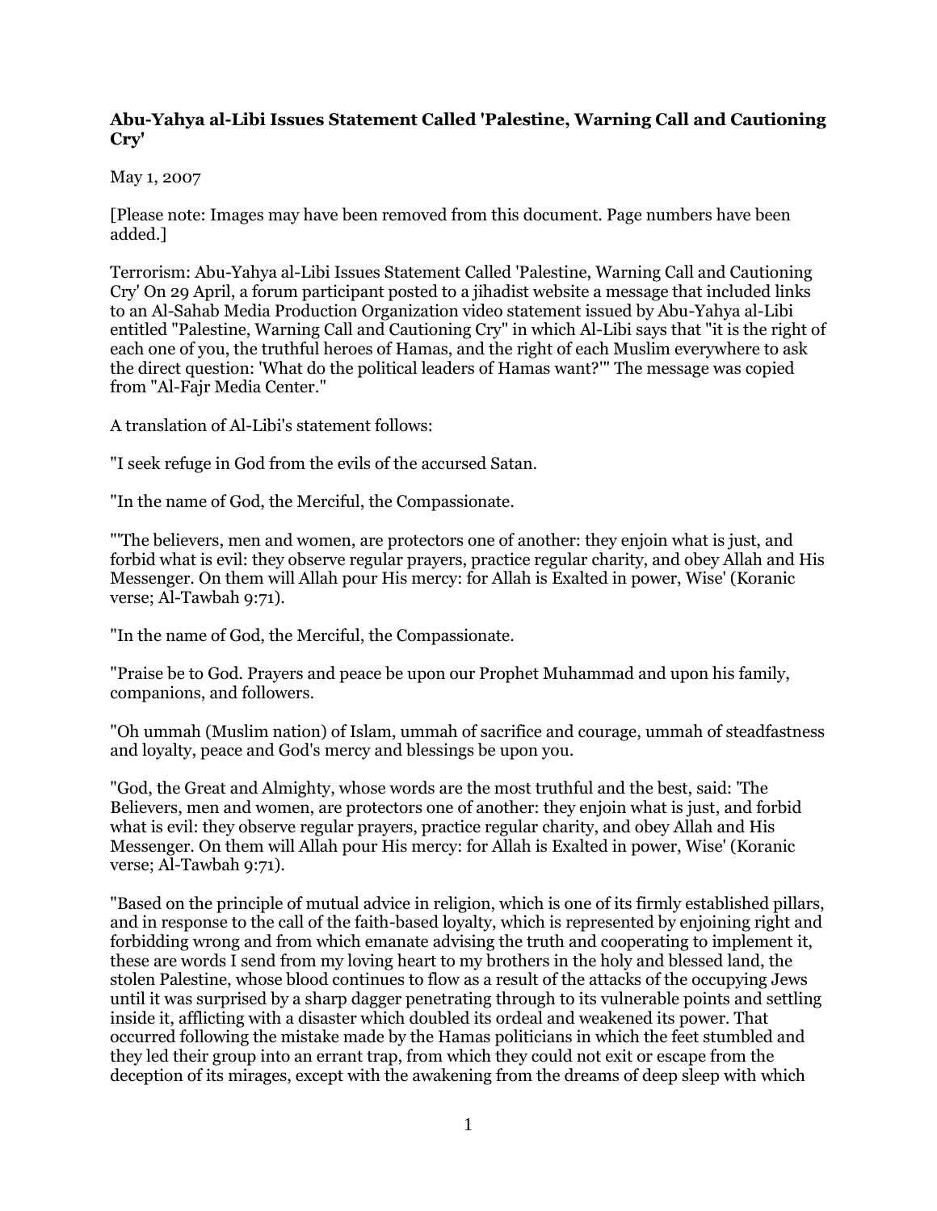**Abu-Yahya al-Libi Issues Statement Called 'Palestine, Warning Call and Cautioning Cry'**

May 1, 2007

[Please note: Images may have been removed from this document. Page numbers have been added.]

Terrorism: Abu-Yahya al-Libi Issues Statement Called 'Palestine, Warning Call and Cautioning Cry' On 29 April, a forum participant posted to a jihadist website a message that included links to an Al-Sahab Media Production Organization video statement issued by Abu-Yahya al-Libi entitled "Palestine, Warning Call and Cautioning Cry" in which Al-Libi says that "it is the right of each one of you, the truthful heroes of Hamas, and the right of each Muslim everywhere to ask the direct question: 'What do the political leaders of Hamas want?'" The message was copied from "Al-Fajr Media Center."

A translation of Al-Libi's statement follows:

"I seek refuge in God from the evils of the accursed Satan.

"In the name of God, the Merciful, the Compassionate.

"'The believers, men and women, are protectors one of another: they enjoin what is just, and forbid what is evil: they observe regular prayers, practice regular charity, and obey Allah and His Messenger. On them will Allah pour His mercy: for Allah is Exalted in power, Wise' (Koranic verse; Al-Tawbah 9:71).

"In the name of God, the Merciful, the Compassionate.

"Praise be to God. Prayers and peace be upon our Prophet Muhammad and upon his family, companions, and followers.

"Oh ummah (Muslim nation) of Islam, ummah of sacrifice and courage, ummah of steadfastness and loyalty, peace and God's mercy and blessings be upon you.

"God, the Great and Almighty, whose words are the most truthful and the best, said: 'The Believers, men and women, are protectors one of another: they enjoin what is just, and forbid what is evil: they observe regular prayers, practice regular charity, and obey Allah and His Messenger. On them will Allah pour His mercy: for Allah is Exalted in power, Wise' (Koranic verse; Al-Tawbah 9:71).

"Based on the principle of mutual advice in religion, which is one of its firmly established pillars, and in response to the call of the faith-based loyalty, which is represented by enjoining right and forbidding wrong and from which emanate advising the truth and cooperating to implement it, these are words I send from my loving heart to my brothers in the holy and blessed land, the stolen Palestine, whose blood continues to flow as a result of the attacks of the occupying Jews until it was surprised by a sharp dagger penetrating through to its vulnerable points and settling inside it, afflicting with a disaster which doubled its ordeal and weakened its power. That occurred following the mistake made by the Hamas politicians in which the feet stumbled and they led their group into an errant trap, from which they could not exit or escape from the deception of its mirages, except with the awakening from the dreams of deep sleep with which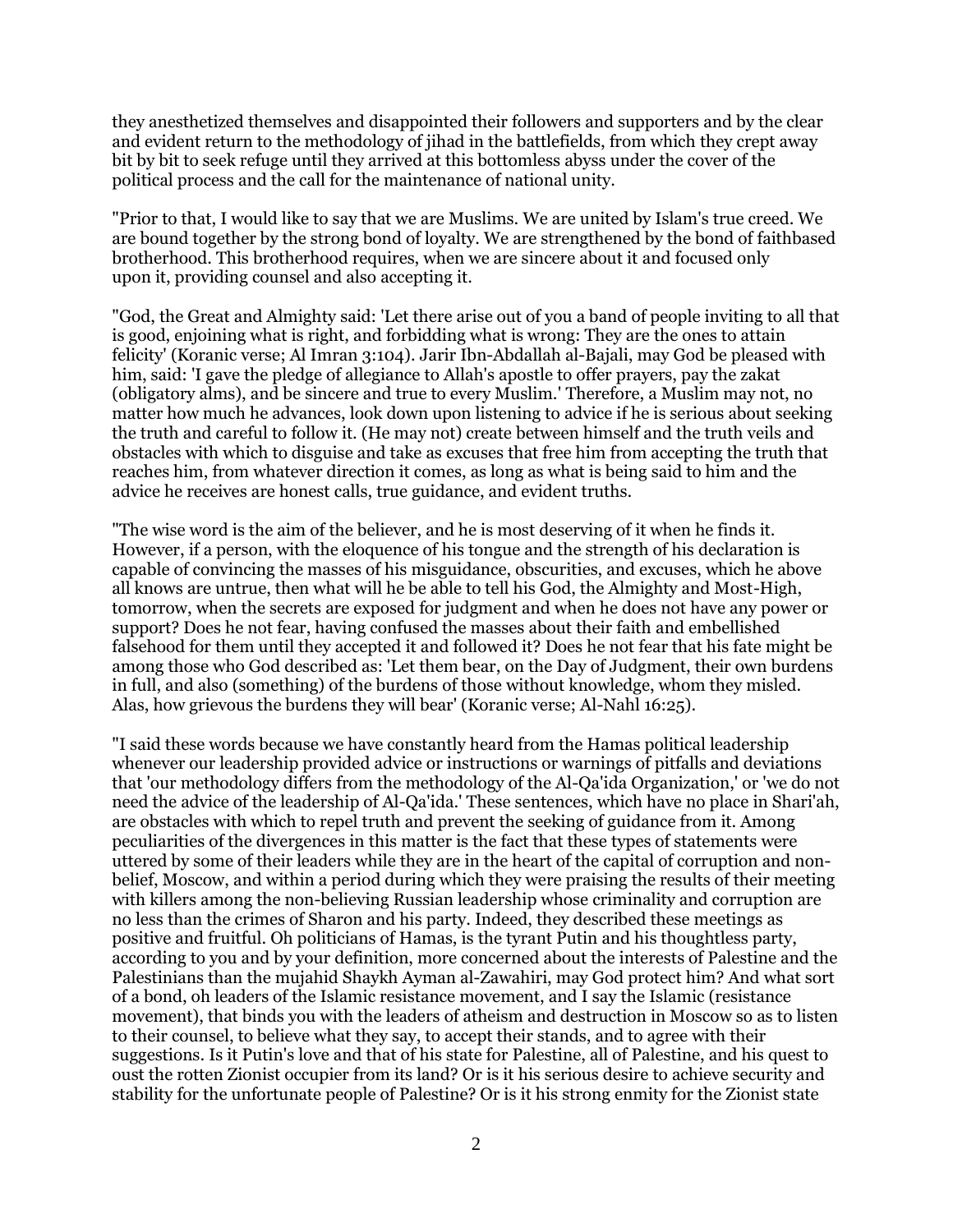they anesthetized themselves and disappointed their followers and supporters and by the clear and evident return to the methodology of jihad in the battlefields, from which they crept away bit by bit to seek refuge until they arrived at this bottomless abyss under the cover of the political process and the call for the maintenance of national unity.

"Prior to that, I would like to say that we are Muslims. We are united by Islam's true creed. We are bound together by the strong bond of loyalty. We are strengthened by the bond of faithbased brotherhood. This brotherhood requires, when we are sincere about it and focused only upon it, providing counsel and also accepting it.

"God, the Great and Almighty said: 'Let there arise out of you a band of people inviting to all that is good, enjoining what is right, and forbidding what is wrong: They are the ones to attain felicity' (Koranic verse; Al Imran 3:104). Jarir Ibn-Abdallah al-Bajali, may God be pleased with him, said: 'I gave the pledge of allegiance to Allah's apostle to offer prayers, pay the zakat (obligatory alms), and be sincere and true to every Muslim.' Therefore, a Muslim may not, no matter how much he advances, look down upon listening to advice if he is serious about seeking the truth and careful to follow it. (He may not) create between himself and the truth veils and obstacles with which to disguise and take as excuses that free him from accepting the truth that reaches him, from whatever direction it comes, as long as what is being said to him and the advice he receives are honest calls, true guidance, and evident truths.

"The wise word is the aim of the believer, and he is most deserving of it when he finds it. However, if a person, with the eloquence of his tongue and the strength of his declaration is capable of convincing the masses of his misguidance, obscurities, and excuses, which he above all knows are untrue, then what will he be able to tell his God, the Almighty and Most-High, tomorrow, when the secrets are exposed for judgment and when he does not have any power or support? Does he not fear, having confused the masses about their faith and embellished falsehood for them until they accepted it and followed it? Does he not fear that his fate might be among those who God described as: 'Let them bear, on the Day of Judgment, their own burdens in full, and also (something) of the burdens of those without knowledge, whom they misled. Alas, how grievous the burdens they will bear' (Koranic verse; Al-Nahl 16:25).

"I said these words because we have constantly heard from the Hamas political leadership whenever our leadership provided advice or instructions or warnings of pitfalls and deviations that 'our methodology differs from the methodology of the Al-Qa'ida Organization,' or 'we do not need the advice of the leadership of Al-Qa'ida.' These sentences, which have no place in Shari'ah, are obstacles with which to repel truth and prevent the seeking of guidance from it. Among peculiarities of the divergences in this matter is the fact that these types of statements were uttered by some of their leaders while they are in the heart of the capital of corruption and non-belief, Moscow, and within a period during which they were praising the results of their meeting with killers among the non-believing Russian leadership whose criminality and corruption are no less than the crimes of Sharon and his party. Indeed, they described these meetings as positive and fruitful. Oh politicians of Hamas, is the tyrant Putin and his thoughtless party, according to you and by your definition, more concerned about the interests of Palestine and the Palestinians than the mujahid Shaykh Ayman al-Zawahiri, may God protect him? And what sort of a bond, oh leaders of the Islamic resistance movement, and I say the Islamic (resistance movement), that binds you with the leaders of atheism and destruction in Moscow so as to listen to their counsel, to believe what they say, to accept their stands, and to agree with their suggestions. Is it Putin's love and that of his state for Palestine, all of Palestine, and his quest to oust the rotten Zionist occupier from its land? Or is it his serious desire to achieve security and stability for the unfortunate people of Palestine? Or is it his strong enmity for the Zionist state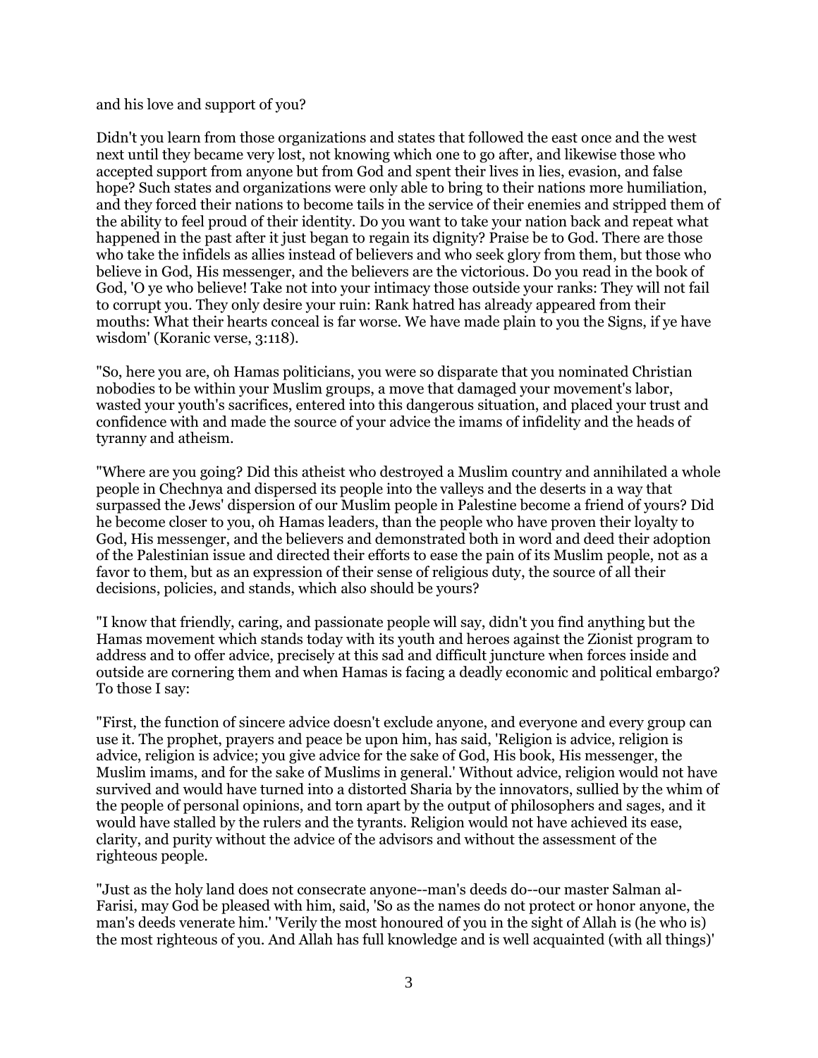and his love and support of you?

Didn't you learn from those organizations and states that followed the east once and the west next until they became very lost, not knowing which one to go after, and likewise those who accepted support from anyone but from God and spent their lives in lies, evasion, and false hope? Such states and organizations were only able to bring to their nations more humiliation, and they forced their nations to become tails in the service of their enemies and stripped them of the ability to feel proud of their identity. Do you want to take your nation back and repeat what happened in the past after it just began to regain its dignity? Praise be to God. There are those who take the infidels as allies instead of believers and who seek glory from them, but those who believe in God, His messenger, and the believers are the victorious. Do you read in the book of God, 'O ye who believe! Take not into your intimacy those outside your ranks: They will not fail to corrupt you. They only desire your ruin: Rank hatred has already appeared from their mouths: What their hearts conceal is far worse. We have made plain to you the Signs, if ye have wisdom' (Koranic verse, 3:118).

"So, here you are, oh Hamas politicians, you were so disparate that you nominated Christian nobodies to be within your Muslim groups, a move that damaged your movement's labor, wasted your youth's sacrifices, entered into this dangerous situation, and placed your trust and confidence with and made the source of your advice the imams of infidelity and the heads of tyranny and atheism.

"Where are you going? Did this atheist who destroyed a Muslim country and annihilated a whole people in Chechnya and dispersed its people into the valleys and the deserts in a way that surpassed the Jews' dispersion of our Muslim people in Palestine become a friend of yours? Did he become closer to you, oh Hamas leaders, than the people who have proven their loyalty to God, His messenger, and the believers and demonstrated both in word and deed their adoption of the Palestinian issue and directed their efforts to ease the pain of its Muslim people, not as a favor to them, but as an expression of their sense of religious duty, the source of all their decisions, policies, and stands, which also should be yours?

"I know that friendly, caring, and passionate people will say, didn't you find anything but the Hamas movement which stands today with its youth and heroes against the Zionist program to address and to offer advice, precisely at this sad and difficult juncture when forces inside and outside are cornering them and when Hamas is facing a deadly economic and political embargo? To those I say:

"First, the function of sincere advice doesn't exclude anyone, and everyone and every group can use it. The prophet, prayers and peace be upon him, has said, 'Religion is advice, religion is advice, religion is advice; you give advice for the sake of God, His book, His messenger, the Muslim imams, and for the sake of Muslims in general.' Without advice, religion would not have survived and would have turned into a distorted Sharia by the innovators, sullied by the whim of the people of personal opinions, and torn apart by the output of philosophers and sages, and it would have stalled by the rulers and the tyrants. Religion would not have achieved its ease, clarity, and purity without the advice of the advisors and without the assessment of the righteous people.

"Just as the holy land does not consecrate anyone--man's deeds do--our master Salman al-Farisi, may God be pleased with him, said, 'So as the names do not protect or honor anyone, the man's deeds venerate him.' 'Verily the most honoured of you in the sight of Allah is (he who is) the most righteous of you. And Allah has full knowledge and is well acquainted (with all things)'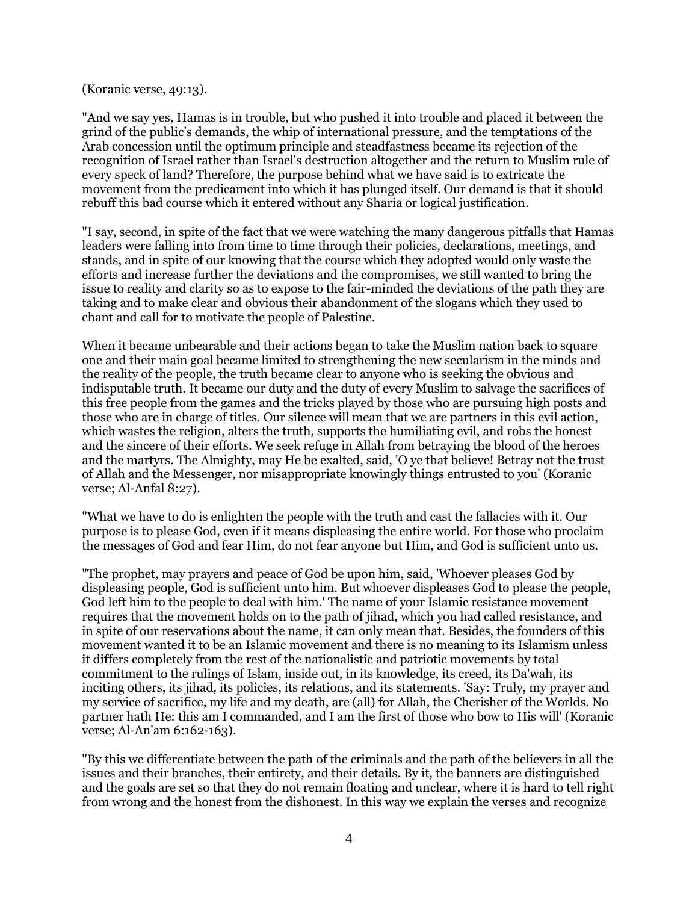(Koranic verse, 49:13).

"And we say yes, Hamas is in trouble, but who pushed it into trouble and placed it between the grind of the public's demands, the whip of international pressure, and the temptations of the Arab concession until the optimum principle and steadfastness became its rejection of the recognition of Israel rather than Israel's destruction altogether and the return to Muslim rule of every speck of land? Therefore, the purpose behind what we have said is to extricate the movement from the predicament into which it has plunged itself. Our demand is that it should rebuff this bad course which it entered without any Sharia or logical justification.

"I say, second, in spite of the fact that we were watching the many dangerous pitfalls that Hamas leaders were falling into from time to time through their policies, declarations, meetings, and stands, and in spite of our knowing that the course which they adopted would only waste the efforts and increase further the deviations and the compromises, we still wanted to bring the issue to reality and clarity so as to expose to the fair-minded the deviations of the path they are taking and to make clear and obvious their abandonment of the slogans which they used to chant and call for to motivate the people of Palestine.

When it became unbearable and their actions began to take the Muslim nation back to square one and their main goal became limited to strengthening the new secularism in the minds and the reality of the people, the truth became clear to anyone who is seeking the obvious and indisputable truth. It became our duty and the duty of every Muslim to salvage the sacrifices of this free people from the games and the tricks played by those who are pursuing high posts and those who are in charge of titles. Our silence will mean that we are partners in this evil action, which wastes the religion, alters the truth, supports the humiliating evil, and robs the honest and the sincere of their efforts. We seek refuge in Allah from betraying the blood of the heroes and the martyrs. The Almighty, may He be exalted, said, 'O ye that believe! Betray not the trust of Allah and the Messenger, nor misappropriate knowingly things entrusted to you' (Koranic verse; Al-Anfal 8:27).

"What we have to do is enlighten the people with the truth and cast the fallacies with it. Our purpose is to please God, even if it means displeasing the entire world. For those who proclaim the messages of God and fear Him, do not fear anyone but Him, and God is sufficient unto us.

"The prophet, may prayers and peace of God be upon him, said, 'Whoever pleases God by displeasing people, God is sufficient unto him. But whoever displeases God to please the people, God left him to the people to deal with him.' The name of your Islamic resistance movement requires that the movement holds on to the path of jihad, which you had called resistance, and in spite of our reservations about the name, it can only mean that. Besides, the founders of this movement wanted it to be an Islamic movement and there is no meaning to its Islamism unless it differs completely from the rest of the nationalistic and patriotic movements by total commitment to the rulings of Islam, inside out, in its knowledge, its creed, its Da'wah, its inciting others, its jihad, its policies, its relations, and its statements. 'Say: Truly, my prayer and my service of sacrifice, my life and my death, are (all) for Allah, the Cherisher of the Worlds. No partner hath He: this am I commanded, and I am the first of those who bow to His will' (Koranic verse; Al-An'am 6:162-163).

"By this we differentiate between the path of the criminals and the path of the believers in all the issues and their branches, their entirety, and their details. By it, the banners are distinguished and the goals are set so that they do not remain floating and unclear, where it is hard to tell right from wrong and the honest from the dishonest. In this way we explain the verses and recognize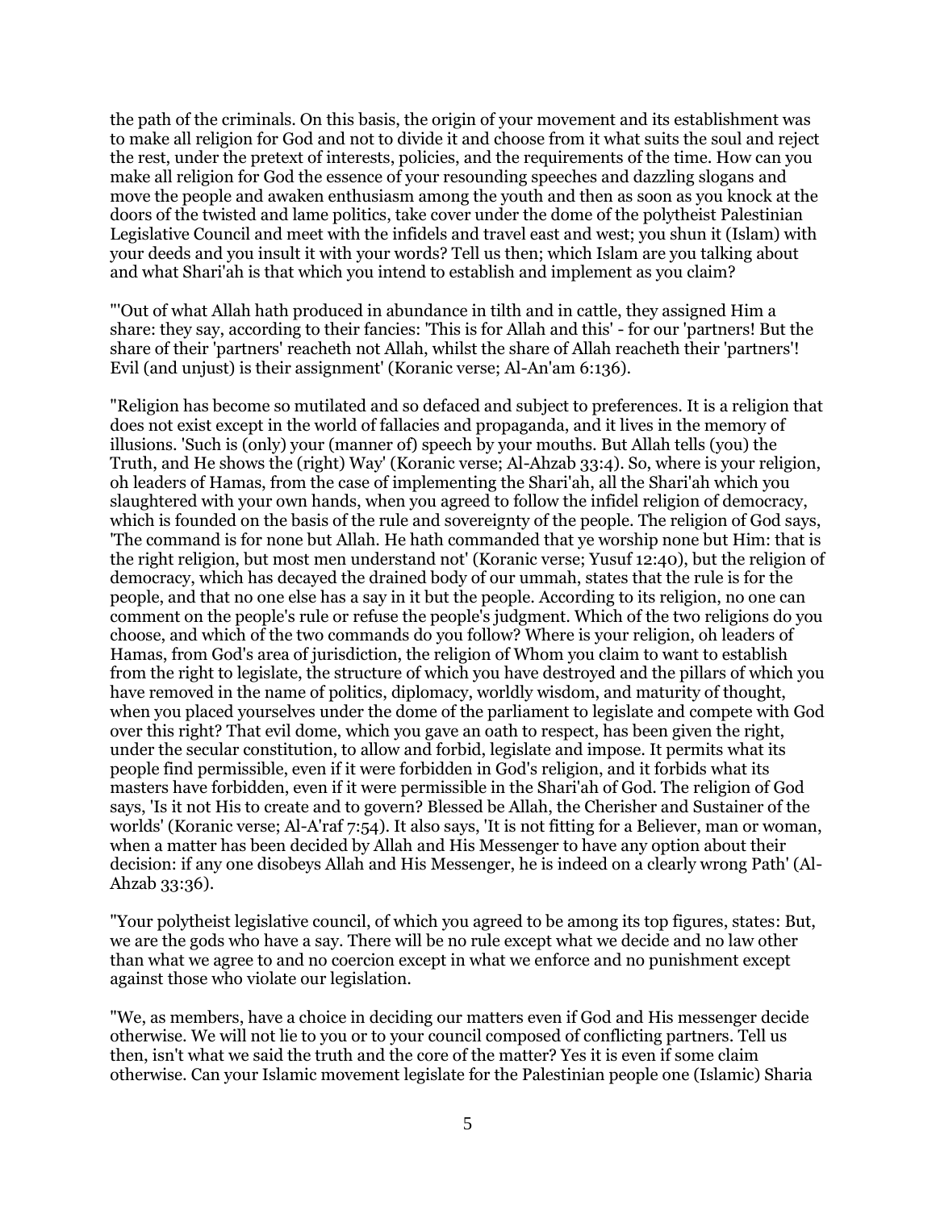the path of the criminals. On this basis, the origin of your movement and its establishment was to make all religion for God and not to divide it and choose from it what suits the soul and reject the rest, under the pretext of interests, policies, and the requirements of the time. How can you make all religion for God the essence of your resounding speeches and dazzling slogans and move the people and awaken enthusiasm among the youth and then as soon as you knock at the doors of the twisted and lame politics, take cover under the dome of the polytheist Palestinian Legislative Council and meet with the infidels and travel east and west; you shun it (Islam) with your deeds and you insult it with your words? Tell us then; which Islam are you talking about and what Shari'ah is that which you intend to establish and implement as you claim?

"'Out of what Allah hath produced in abundance in tilth and in cattle, they assigned Him a share: they say, according to their fancies: 'This is for Allah and this' - for our 'partners! But the share of their 'partners' reacheth not Allah, whilst the share of Allah reacheth their 'partners'! Evil (and unjust) is their assignment' (Koranic verse; Al-An'am 6:136).

"Religion has become so mutilated and so defaced and subject to preferences. It is a religion that does not exist except in the world of fallacies and propaganda, and it lives in the memory of illusions. 'Such is (only) your (manner of) speech by your mouths. But Allah tells (you) the Truth, and He shows the (right) Way' (Koranic verse; Al-Ahzab 33:4). So, where is your religion, oh leaders of Hamas, from the case of implementing the Shari'ah, all the Shari'ah which you slaughtered with your own hands, when you agreed to follow the infidel religion of democracy, which is founded on the basis of the rule and sovereignty of the people. The religion of God says, 'The command is for none but Allah. He hath commanded that ye worship none but Him: that is the right religion, but most men understand not' (Koranic verse; Yusuf 12:40), but the religion of democracy, which has decayed the drained body of our ummah, states that the rule is for the people, and that no one else has a say in it but the people. According to its religion, no one can comment on the people's rule or refuse the people's judgment. Which of the two religions do you choose, and which of the two commands do you follow? Where is your religion, oh leaders of Hamas, from God's area of jurisdiction, the religion of Whom you claim to want to establish from the right to legislate, the structure of which you have destroyed and the pillars of which you have removed in the name of politics, diplomacy, worldly wisdom, and maturity of thought, when you placed yourselves under the dome of the parliament to legislate and compete with God over this right? That evil dome, which you gave an oath to respect, has been given the right, under the secular constitution, to allow and forbid, legislate and impose. It permits what its people find permissible, even if it were forbidden in God's religion, and it forbids what its masters have forbidden, even if it were permissible in the Shari'ah of God. The religion of God says, 'Is it not His to create and to govern? Blessed be Allah, the Cherisher and Sustainer of the worlds' (Koranic verse; Al-A'raf 7:54). It also says, 'It is not fitting for a Believer, man or woman, when a matter has been decided by Allah and His Messenger to have any option about their decision: if any one disobeys Allah and His Messenger, he is indeed on a clearly wrong Path' (Al-Ahzab 33:36).

"Your polytheist legislative council, of which you agreed to be among its top figures, states: But, we are the gods who have a say. There will be no rule except what we decide and no law other than what we agree to and no coercion except in what we enforce and no punishment except against those who violate our legislation.

"We, as members, have a choice in deciding our matters even if God and His messenger decide otherwise. We will not lie to you or to your council composed of conflicting partners. Tell us then, isn't what we said the truth and the core of the matter? Yes it is even if some claim otherwise. Can your Islamic movement legislate for the Palestinian people one (Islamic) Sharia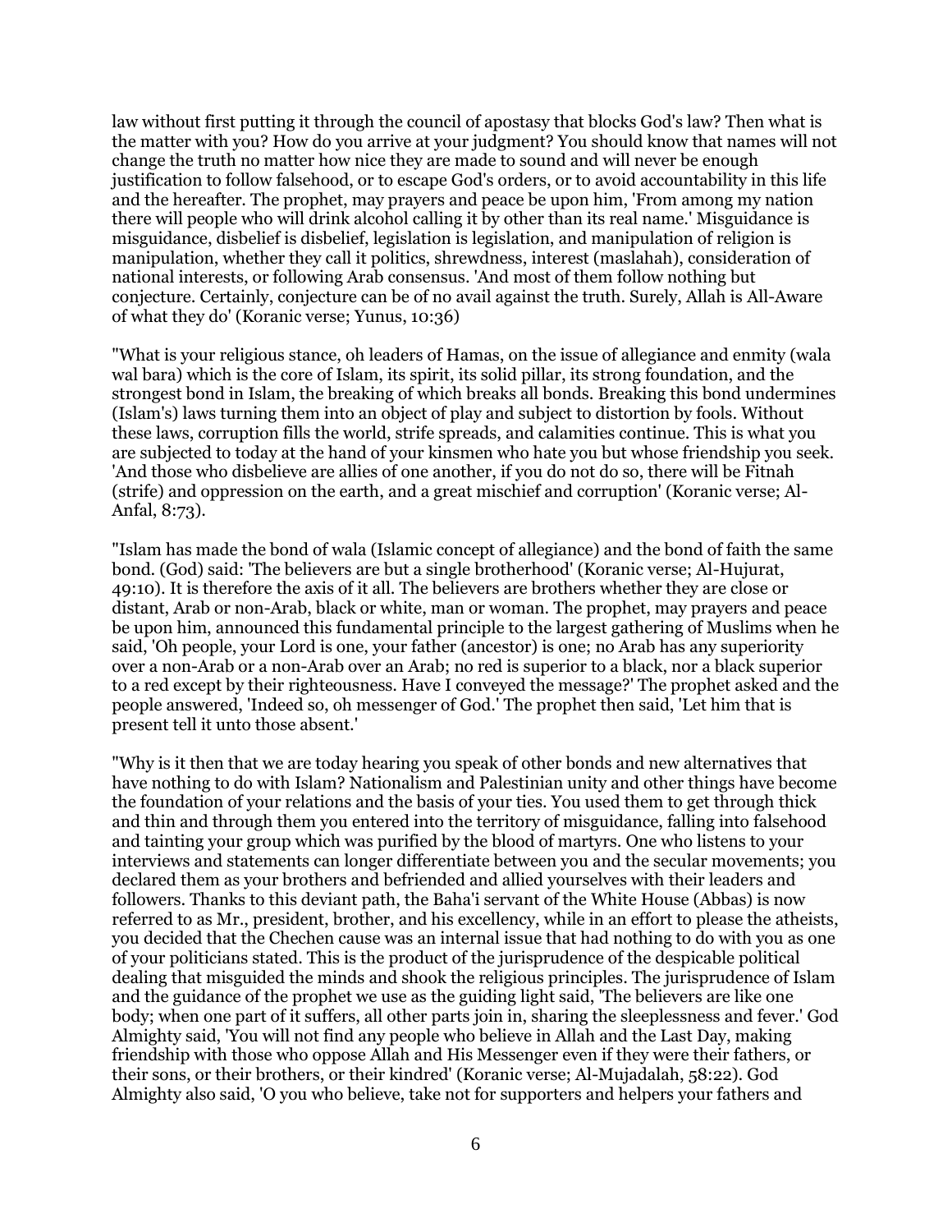law without first putting it through the council of apostasy that blocks God's law? Then what is the matter with you? How do you arrive at your judgment? You should know that names will not change the truth no matter how nice they are made to sound and will never be enough justification to follow falsehood, or to escape God's orders, or to avoid accountability in this life and the hereafter. The prophet, may prayers and peace be upon him, 'From among my nation there will people who will drink alcohol calling it by other than its real name.' Misguidance is misguidance, disbelief is disbelief, legislation is legislation, and manipulation of religion is manipulation, whether they call it politics, shrewdness, interest (maslahah), consideration of national interests, or following Arab consensus. 'And most of them follow nothing but conjecture. Certainly, conjecture can be of no avail against the truth. Surely, Allah is All-Aware of what they do' (Koranic verse; Yunus, 10:36)

"What is your religious stance, oh leaders of Hamas, on the issue of allegiance and enmity (wala wal bara) which is the core of Islam, its spirit, its solid pillar, its strong foundation, and the strongest bond in Islam, the breaking of which breaks all bonds. Breaking this bond undermines (Islam's) laws turning them into an object of play and subject to distortion by fools. Without these laws, corruption fills the world, strife spreads, and calamities continue. This is what you are subjected to today at the hand of your kinsmen who hate you but whose friendship you seek. 'And those who disbelieve are allies of one another, if you do not do so, there will be Fitnah (strife) and oppression on the earth, and a great mischief and corruption' (Koranic verse; Al-Anfal, 8:73).

"Islam has made the bond of wala (Islamic concept of allegiance) and the bond of faith the same bond. (God) said: 'The believers are but a single brotherhood' (Koranic verse; Al-Hujurat, 49:10). It is therefore the axis of it all. The believers are brothers whether they are close or distant, Arab or non-Arab, black or white, man or woman. The prophet, may prayers and peace be upon him, announced this fundamental principle to the largest gathering of Muslims when he said, 'Oh people, your Lord is one, your father (ancestor) is one; no Arab has any superiority over a non-Arab or a non-Arab over an Arab; no red is superior to a black, nor a black superior to a red except by their righteousness. Have I conveyed the message?' The prophet asked and the people answered, 'Indeed so, oh messenger of God.' The prophet then said, 'Let him that is present tell it unto those absent.'

"Why is it then that we are today hearing you speak of other bonds and new alternatives that have nothing to do with Islam? Nationalism and Palestinian unity and other things have become the foundation of your relations and the basis of your ties. You used them to get through thick and thin and through them you entered into the territory of misguidance, falling into falsehood and tainting your group which was purified by the blood of martyrs. One who listens to your interviews and statements can longer differentiate between you and the secular movements; you declared them as your brothers and befriended and allied yourselves with their leaders and followers. Thanks to this deviant path, the Baha'i servant of the White House (Abbas) is now referred to as Mr., president, brother, and his excellency, while in an effort to please the atheists, you decided that the Chechen cause was an internal issue that had nothing to do with you as one of your politicians stated. This is the product of the jurisprudence of the despicable political dealing that misguided the minds and shook the religious principles. The jurisprudence of Islam and the guidance of the prophet we use as the guiding light said, 'The believers are like one body; when one part of it suffers, all other parts join in, sharing the sleeplessness and fever.' God Almighty said, 'You will not find any people who believe in Allah and the Last Day, making friendship with those who oppose Allah and His Messenger even if they were their fathers, or their sons, or their brothers, or their kindred' (Koranic verse; Al-Mujadalah, 58:22). God Almighty also said, 'O you who believe, take not for supporters and helpers your fathers and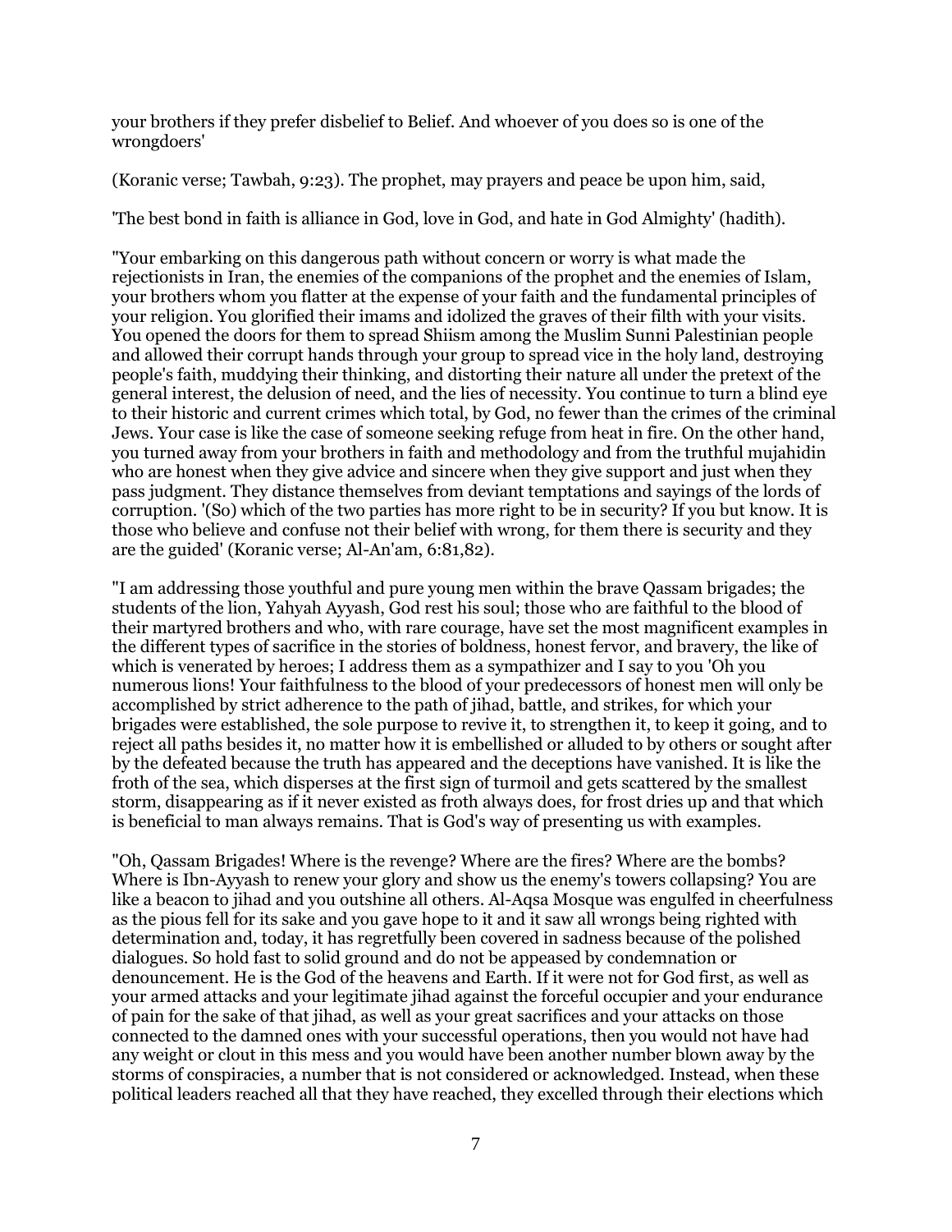your brothers if they prefer disbelief to Belief. And whoever of you does so is one of the wrongdoers'

(Koranic verse; Tawbah, 9:23). The prophet, may prayers and peace be upon him, said,

'The best bond in faith is alliance in God, love in God, and hate in God Almighty' (hadith).

"Your embarking on this dangerous path without concern or worry is what made the rejectionists in Iran, the enemies of the companions of the prophet and the enemies of Islam, your brothers whom you flatter at the expense of your faith and the fundamental principles of your religion. You glorified their imams and idolized the graves of their filth with your visits. You opened the doors for them to spread Shiism among the Muslim Sunni Palestinian people and allowed their corrupt hands through your group to spread vice in the holy land, destroying people's faith, muddying their thinking, and distorting their nature all under the pretext of the general interest, the delusion of need, and the lies of necessity. You continue to turn a blind eye to their historic and current crimes which total, by God, no fewer than the crimes of the criminal Jews. Your case is like the case of someone seeking refuge from heat in fire. On the other hand, you turned away from your brothers in faith and methodology and from the truthful mujahidin who are honest when they give advice and sincere when they give support and just when they pass judgment. They distance themselves from deviant temptations and sayings of the lords of corruption. '(So) which of the two parties has more right to be in security? If you but know. It is those who believe and confuse not their belief with wrong, for them there is security and they are the guided' (Koranic verse; Al-An'am, 6:81,82).

"I am addressing those youthful and pure young men within the brave Qassam brigades; the students of the lion, Yahyah Ayyash, God rest his soul; those who are faithful to the blood of their martyred brothers and who, with rare courage, have set the most magnificent examples in the different types of sacrifice in the stories of boldness, honest fervor, and bravery, the like of which is venerated by heroes; I address them as a sympathizer and I say to you 'Oh you numerous lions! Your faithfulness to the blood of your predecessors of honest men will only be accomplished by strict adherence to the path of jihad, battle, and strikes, for which your brigades were established, the sole purpose to revive it, to strengthen it, to keep it going, and to reject all paths besides it, no matter how it is embellished or alluded to by others or sought after by the defeated because the truth has appeared and the deceptions have vanished. It is like the froth of the sea, which disperses at the first sign of turmoil and gets scattered by the smallest storm, disappearing as if it never existed as froth always does, for frost dries up and that which is beneficial to man always remains. That is God's way of presenting us with examples.

"Oh, Qassam Brigades! Where is the revenge? Where are the fires? Where are the bombs? Where is Ibn-Ayyash to renew your glory and show us the enemy's towers collapsing? You are like a beacon to jihad and you outshine all others. Al-Aqsa Mosque was engulfed in cheerfulness as the pious fell for its sake and you gave hope to it and it saw all wrongs being righted with determination and, today, it has regretfully been covered in sadness because of the polished dialogues. So hold fast to solid ground and do not be appeased by condemnation or denouncement. He is the God of the heavens and Earth. If it were not for God first, as well as your armed attacks and your legitimate jihad against the forceful occupier and your endurance of pain for the sake of that jihad, as well as your great sacrifices and your attacks on those connected to the damned ones with your successful operations, then you would not have had any weight or clout in this mess and you would have been another number blown away by the storms of conspiracies, a number that is not considered or acknowledged. Instead, when these political leaders reached all that they have reached, they excelled through their elections which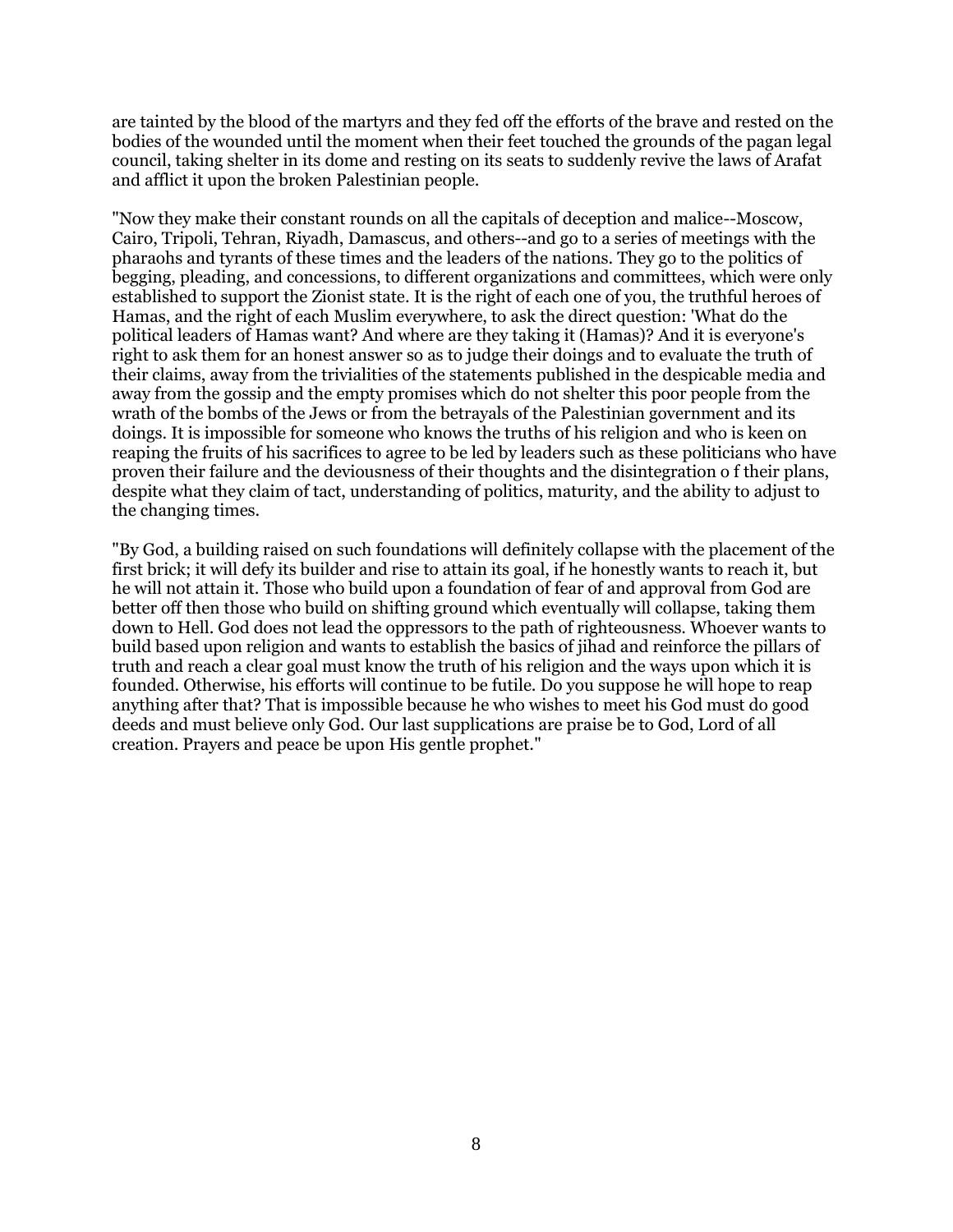are tainted by the blood of the martyrs and they fed off the efforts of the brave and rested on the bodies of the wounded until the moment when their feet touched the grounds of the pagan legal council, taking shelter in its dome and resting on its seats to suddenly revive the laws of Arafat and afflict it upon the broken Palestinian people.

"Now they make their constant rounds on all the capitals of deception and malice--Moscow, Cairo, Tripoli, Tehran, Riyadh, Damascus, and others--and go to a series of meetings with the pharaohs and tyrants of these times and the leaders of the nations. They go to the politics of begging, pleading, and concessions, to different organizations and committees, which were only established to support the Zionist state. It is the right of each one of you, the truthful heroes of Hamas, and the right of each Muslim everywhere, to ask the direct question: 'What do the political leaders of Hamas want? And where are they taking it (Hamas)? And it is everyone's right to ask them for an honest answer so as to judge their doings and to evaluate the truth of their claims, away from the trivialities of the statements published in the despicable media and away from the gossip and the empty promises which do not shelter this poor people from the wrath of the bombs of the Jews or from the betrayals of the Palestinian government and its doings. It is impossible for someone who knows the truths of his religion and who is keen on reaping the fruits of his sacrifices to agree to be led by leaders such as these politicians who have proven their failure and the deviousness of their thoughts and the disintegration o f their plans, despite what they claim of tact, understanding of politics, maturity, and the ability to adjust to the changing times.

"By God, a building raised on such foundations will definitely collapse with the placement of the first brick; it will defy its builder and rise to attain its goal, if he honestly wants to reach it, but he will not attain it. Those who build upon a foundation of fear of and approval from God are better off then those who build on shifting ground which eventually will collapse, taking them down to Hell. God does not lead the oppressors to the path of righteousness. Whoever wants to build based upon religion and wants to establish the basics of jihad and reinforce the pillars of truth and reach a clear goal must know the truth of his religion and the ways upon which it is founded. Otherwise, his efforts will continue to be futile. Do you suppose he will hope to reap anything after that? That is impossible because he who wishes to meet his God must do good deeds and must believe only God. Our last supplications are praise be to God, Lord of all creation. Prayers and peace be upon His gentle prophet."